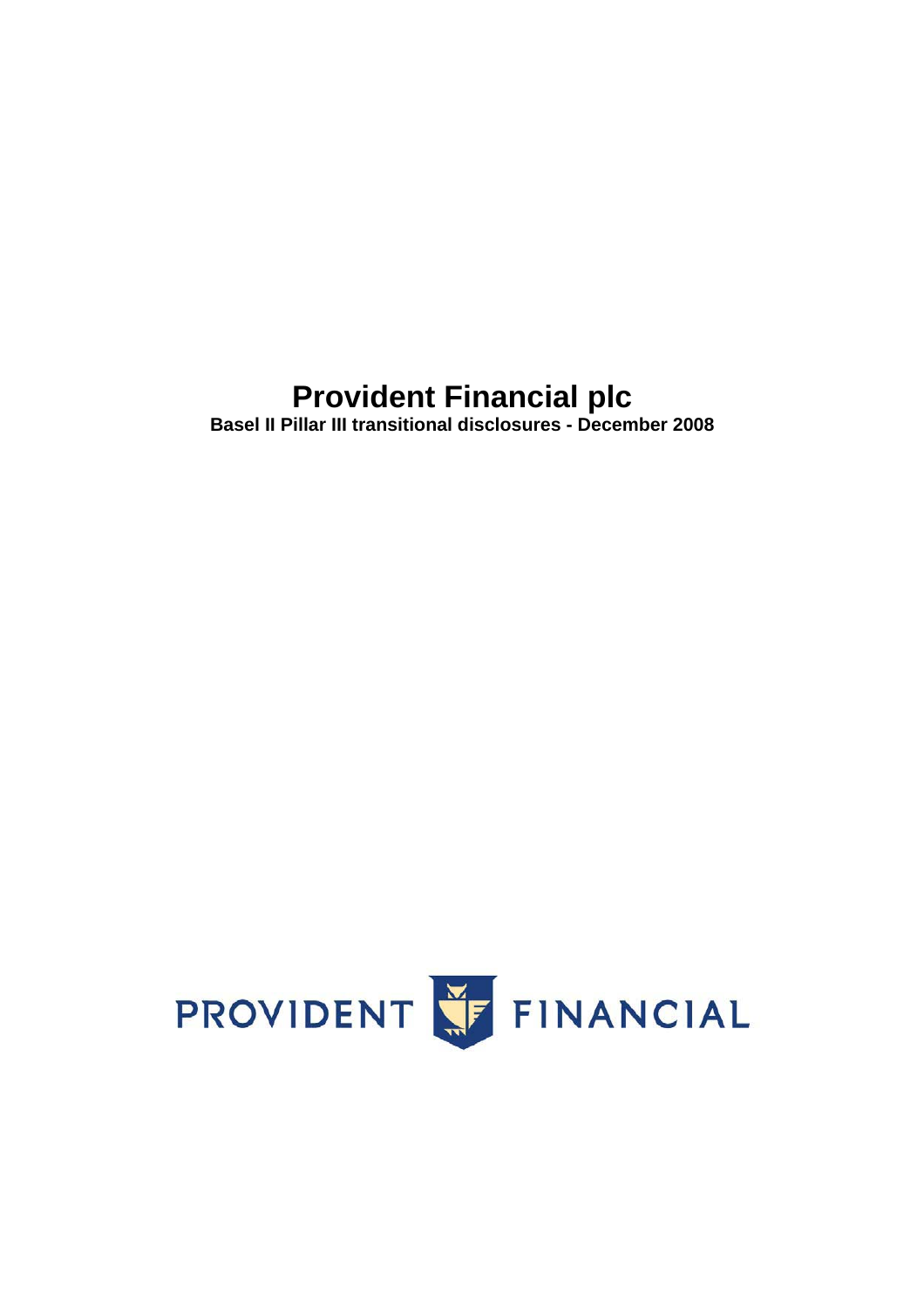# Provident Financial plc

**Basel II Pillar III transitional disclosures - December 2008**

PROVIDENT FINANCIAL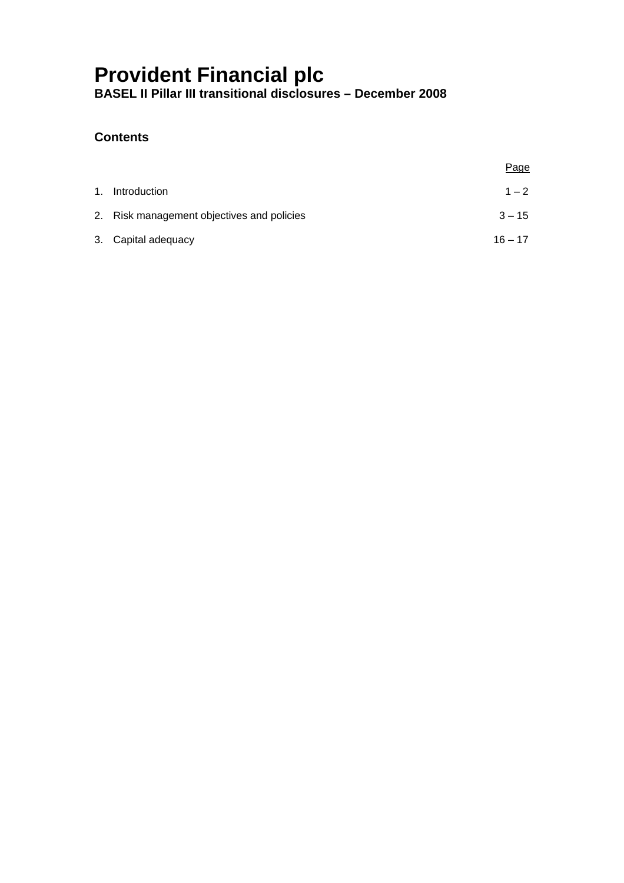# Provident Financial plc

**BASEL II Pillar III transitional disclosures – December 2008**

## Contents

| | Page |
|---|---|
| 1. Introduction | 1 – 2 |
| 2. Risk management objectives and policies | 3 – 15 |
| 3. Capital adequacy | 16 – 17 |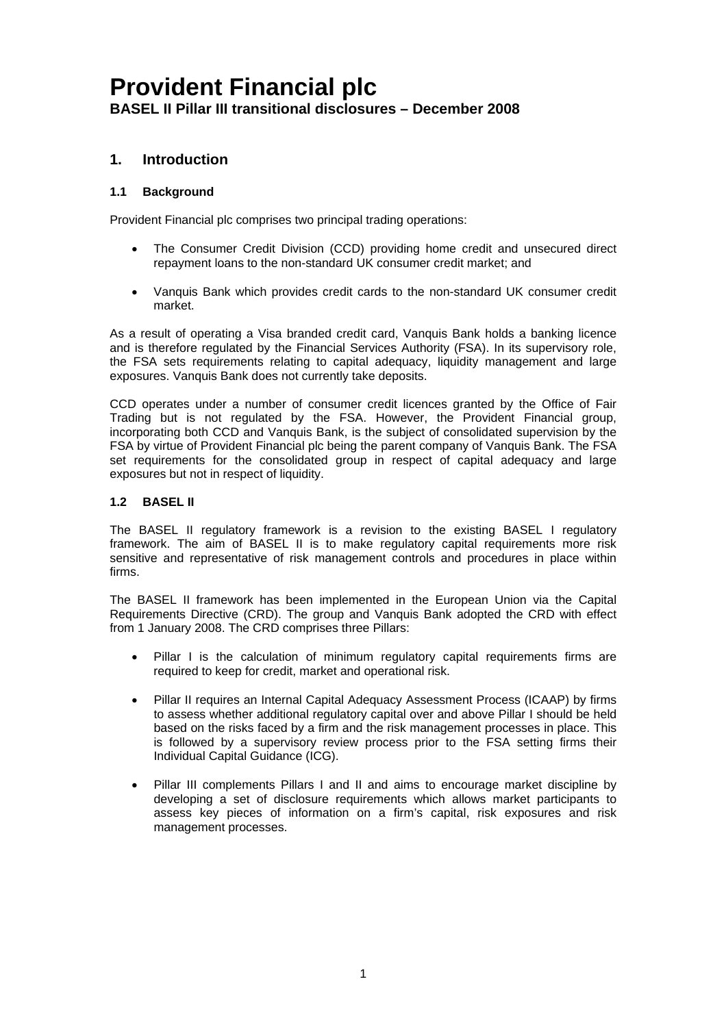# Provident Financial plc

**BASEL II Pillar III transitional disclosures – December 2008**

## 1. Introduction

### 1.1 Background

Provident Financial plc comprises two principal trading operations:

- The Consumer Credit Division (CCD) providing home credit and unsecured direct repayment loans to the non-standard UK consumer credit market; and
- Vanquis Bank which provides credit cards to the non-standard UK consumer credit market.

As a result of operating a Visa branded credit card, Vanquis Bank holds a banking licence and is therefore regulated by the Financial Services Authority (FSA). In its supervisory role, the FSA sets requirements relating to capital adequacy, liquidity management and large exposures. Vanquis Bank does not currently take deposits.

CCD operates under a number of consumer credit licences granted by the Office of Fair Trading but is not regulated by the FSA. However, the Provident Financial group, incorporating both CCD and Vanquis Bank, is the subject of consolidated supervision by the FSA by virtue of Provident Financial plc being the parent company of Vanquis Bank. The FSA set requirements for the consolidated group in respect of capital adequacy and large exposures but not in respect of liquidity.

### 1.2 BASEL II

The BASEL II regulatory framework is a revision to the existing BASEL I regulatory framework. The aim of BASEL II is to make regulatory capital requirements more risk sensitive and representative of risk management controls and procedures in place within firms.

The BASEL II framework has been implemented in the European Union via the Capital Requirements Directive (CRD). The group and Vanquis Bank adopted the CRD with effect from 1 January 2008. The CRD comprises three Pillars:

- Pillar I is the calculation of minimum regulatory capital requirements firms are required to keep for credit, market and operational risk.
- Pillar II requires an Internal Capital Adequacy Assessment Process (ICAAP) by firms to assess whether additional regulatory capital over and above Pillar I should be held based on the risks faced by a firm and the risk management processes in place. This is followed by a supervisory review process prior to the FSA setting firms their Individual Capital Guidance (ICG).
- Pillar III complements Pillars I and II and aims to encourage market discipline by developing a set of disclosure requirements which allows market participants to assess key pieces of information on a firm's capital, risk exposures and risk management processes.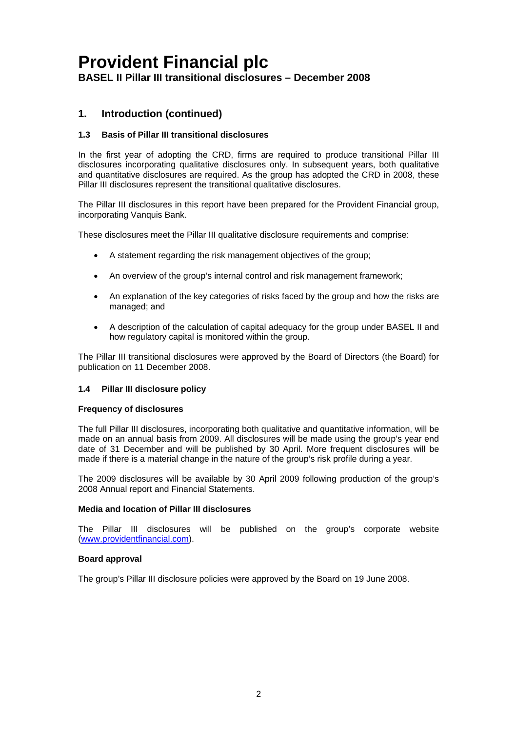# Provident Financial plc

**BASEL II Pillar III transitional disclosures – December 2008**

## 1. Introduction (continued)

### 1.3 Basis of Pillar III transitional disclosures

In the first year of adopting the CRD, firms are required to produce transitional Pillar III disclosures incorporating qualitative disclosures only. In subsequent years, both qualitative and quantitative disclosures are required. As the group has adopted the CRD in 2008, these Pillar III disclosures represent the transitional qualitative disclosures.

The Pillar III disclosures in this report have been prepared for the Provident Financial group, incorporating Vanquis Bank.

These disclosures meet the Pillar III qualitative disclosure requirements and comprise:

- A statement regarding the risk management objectives of the group;
- An overview of the group's internal control and risk management framework;
- An explanation of the key categories of risks faced by the group and how the risks are managed; and
- A description of the calculation of capital adequacy for the group under BASEL II and how regulatory capital is monitored within the group.

The Pillar III transitional disclosures were approved by the Board of Directors (the Board) for publication on 11 December 2008.

### 1.4 Pillar III disclosure policy

**Frequency of disclosures**

The full Pillar III disclosures, incorporating both qualitative and quantitative information, will be made on an annual basis from 2009. All disclosures will be made using the group's year end date of 31 December and will be published by 30 April. More frequent disclosures will be made if there is a material change in the nature of the group's risk profile during a year.

The 2009 disclosures will be available by 30 April 2009 following production of the group's 2008 Annual report and Financial Statements.

**Media and location of Pillar III disclosures**

The Pillar III disclosures will be published on the group's corporate website (www.providentfinancial.com).

**Board approval**

The group's Pillar III disclosure policies were approved by the Board on 19 June 2008.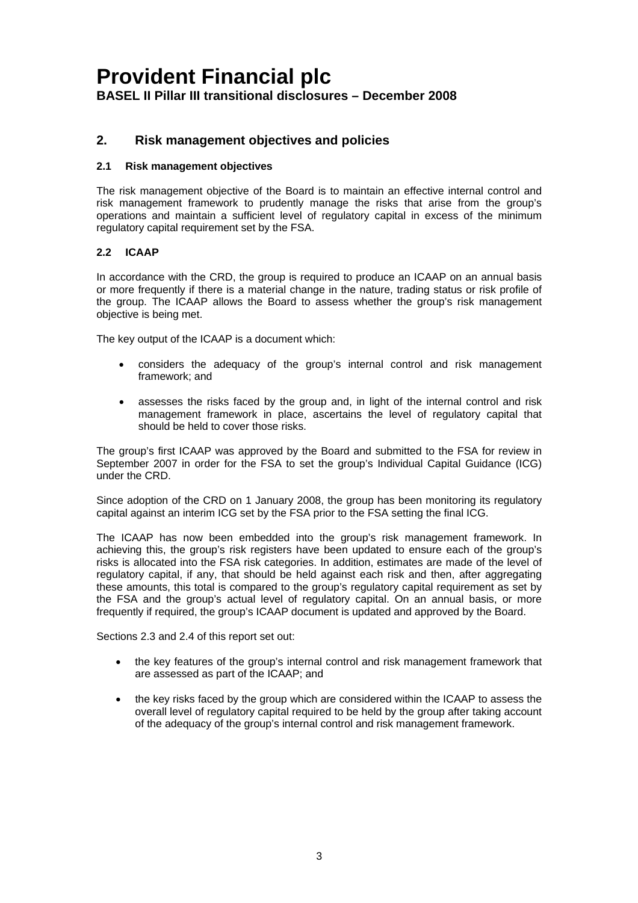## 2. Risk management objectives and policies

### 2.1 Risk management objectives

The risk management objective of the Board is to maintain an effective internal control and risk management framework to prudently manage the risks that arise from the group's operations and maintain a sufficient level of regulatory capital in excess of the minimum regulatory capital requirement set by the FSA.

### 2.2 ICAAP

In accordance with the CRD, the group is required to produce an ICAAP on an annual basis or more frequently if there is a material change in the nature, trading status or risk profile of the group. The ICAAP allows the Board to assess whether the group's risk management objective is being met.

The key output of the ICAAP is a document which:

- considers the adequacy of the group's internal control and risk management framework; and
- assesses the risks faced by the group and, in light of the internal control and risk management framework in place, ascertains the level of regulatory capital that should be held to cover those risks.

The group's first ICAAP was approved by the Board and submitted to the FSA for review in September 2007 in order for the FSA to set the group's Individual Capital Guidance (ICG) under the CRD.

Since adoption of the CRD on 1 January 2008, the group has been monitoring its regulatory capital against an interim ICG set by the FSA prior to the FSA setting the final ICG.

The ICAAP has now been embedded into the group's risk management framework. In achieving this, the group's risk registers have been updated to ensure each of the group's risks is allocated into the FSA risk categories. In addition, estimates are made of the level of regulatory capital, if any, that should be held against each risk and then, after aggregating these amounts, this total is compared to the group's regulatory capital requirement as set by the FSA and the group's actual level of regulatory capital. On an annual basis, or more frequently if required, the group's ICAAP document is updated and approved by the Board.

Sections 2.3 and 2.4 of this report set out:

- the key features of the group's internal control and risk management framework that are assessed as part of the ICAAP; and
- the key risks faced by the group which are considered within the ICAAP to assess the overall level of regulatory capital required to be held by the group after taking account of the adequacy of the group's internal control and risk management framework.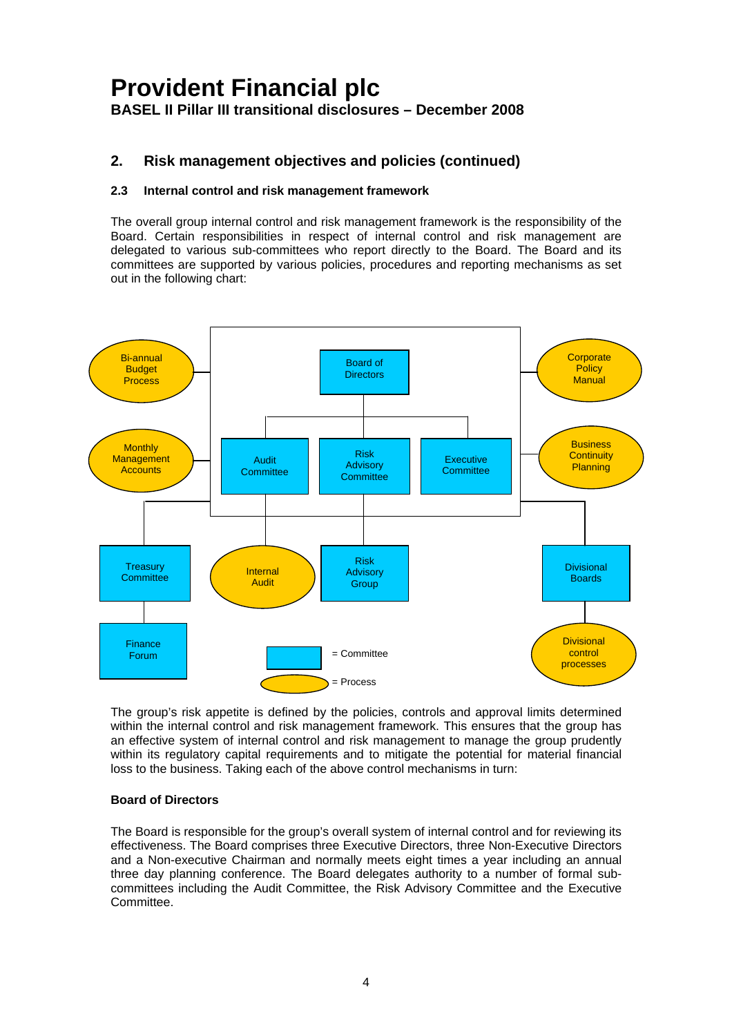# Provident Financial plc

**BASEL II Pillar III transitional disclosures – December 2008**

## 2. Risk management objectives and policies (continued)

### 2.3 Internal control and risk management framework

The overall group internal control and risk management framework is the responsibility of the Board. Certain responsibilities in respect of internal control and risk management are delegated to various sub-committees who report directly to the Board. The Board and its committees are supported by various policies, procedures and reporting mechanisms as set out in the following chart:

Bi-annual Budget Process

Board of Directors

Corporate Policy Manual

Monthly Management Accounts

Audit Committee

Risk Advisory Committee

Executive Committee

Business Continuity Planning

Treasury Committee

Internal Audit

Risk Advisory Group

Divisional Boards

Finance Forum

Divisional control processes

= Committee

= Process

The group's risk appetite is defined by the policies, controls and approval limits determined within the internal control and risk management framework. This ensures that the group has an effective system of internal control and risk management to manage the group prudently within its regulatory capital requirements and to mitigate the potential for material financial loss to the business. Taking each of the above control mechanisms in turn:

**Board of Directors**

The Board is responsible for the group's overall system of internal control and for reviewing its effectiveness. The Board comprises three Executive Directors, three Non-Executive Directors and a Non-executive Chairman and normally meets eight times a year including an annual three day planning conference. The Board delegates authority to a number of formal sub-committees including the Audit Committee, the Risk Advisory Committee and the Executive Committee.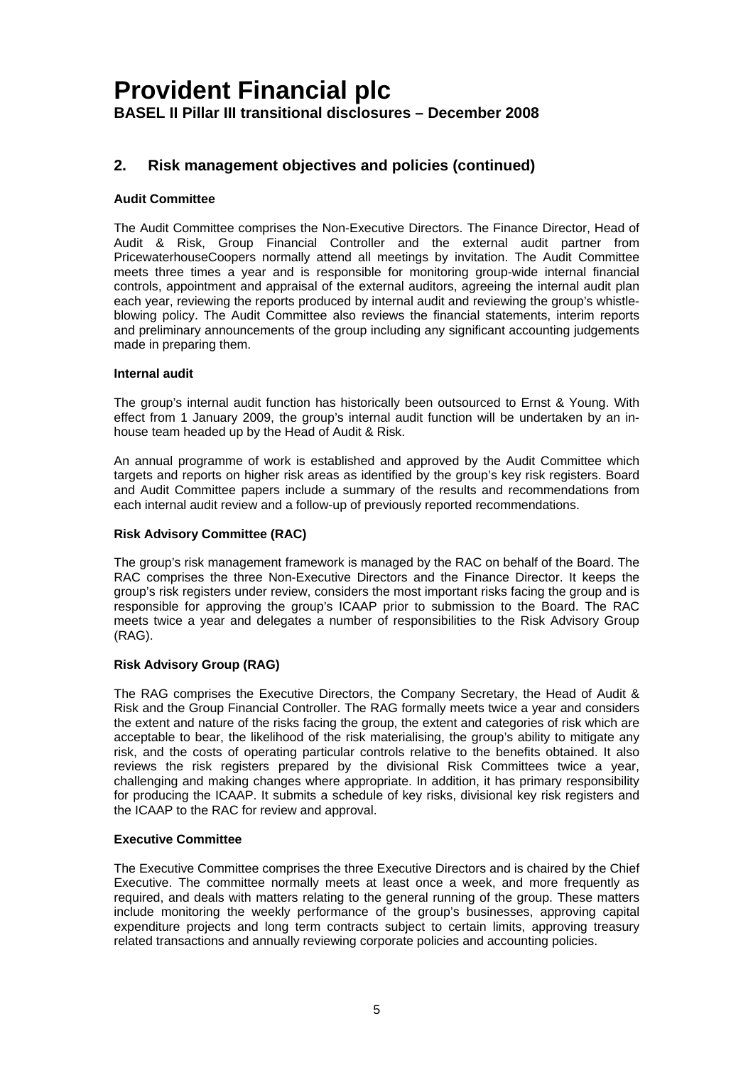## 2. Risk management objectives and policies (continued)

**Audit Committee**

The Audit Committee comprises the Non-Executive Directors. The Finance Director, Head of Audit & Risk, Group Financial Controller and the external audit partner from PricewaterhouseCoopers normally attend all meetings by invitation. The Audit Committee meets three times a year and is responsible for monitoring group-wide internal financial controls, appointment and appraisal of the external auditors, agreeing the internal audit plan each year, reviewing the reports produced by internal audit and reviewing the group's whistle-blowing policy. The Audit Committee also reviews the financial statements, interim reports and preliminary announcements of the group including any significant accounting judgements made in preparing them.

**Internal audit**

The group's internal audit function has historically been outsourced to Ernst & Young. With effect from 1 January 2009, the group's internal audit function will be undertaken by an in-house team headed up by the Head of Audit & Risk.

An annual programme of work is established and approved by the Audit Committee which targets and reports on higher risk areas as identified by the group's key risk registers. Board and Audit Committee papers include a summary of the results and recommendations from each internal audit review and a follow-up of previously reported recommendations.

**Risk Advisory Committee (RAC)**

The group's risk management framework is managed by the RAC on behalf of the Board. The RAC comprises the three Non-Executive Directors and the Finance Director. It keeps the group's risk registers under review, considers the most important risks facing the group and is responsible for approving the group's ICAAP prior to submission to the Board. The RAC meets twice a year and delegates a number of responsibilities to the Risk Advisory Group (RAG).

**Risk Advisory Group (RAG)**

The RAG comprises the Executive Directors, the Company Secretary, the Head of Audit & Risk and the Group Financial Controller. The RAG formally meets twice a year and considers the extent and nature of the risks facing the group, the extent and categories of risk which are acceptable to bear, the likelihood of the risk materialising, the group's ability to mitigate any risk, and the costs of operating particular controls relative to the benefits obtained. It also reviews the risk registers prepared by the divisional Risk Committees twice a year, challenging and making changes where appropriate. In addition, it has primary responsibility for producing the ICAAP. It submits a schedule of key risks, divisional key risk registers and the ICAAP to the RAC for review and approval.

**Executive Committee**

The Executive Committee comprises the three Executive Directors and is chaired by the Chief Executive. The committee normally meets at least once a week, and more frequently as required, and deals with matters relating to the general running of the group. These matters include monitoring the weekly performance of the group's businesses, approving capital expenditure projects and long term contracts subject to certain limits, approving treasury related transactions and annually reviewing corporate policies and accounting policies.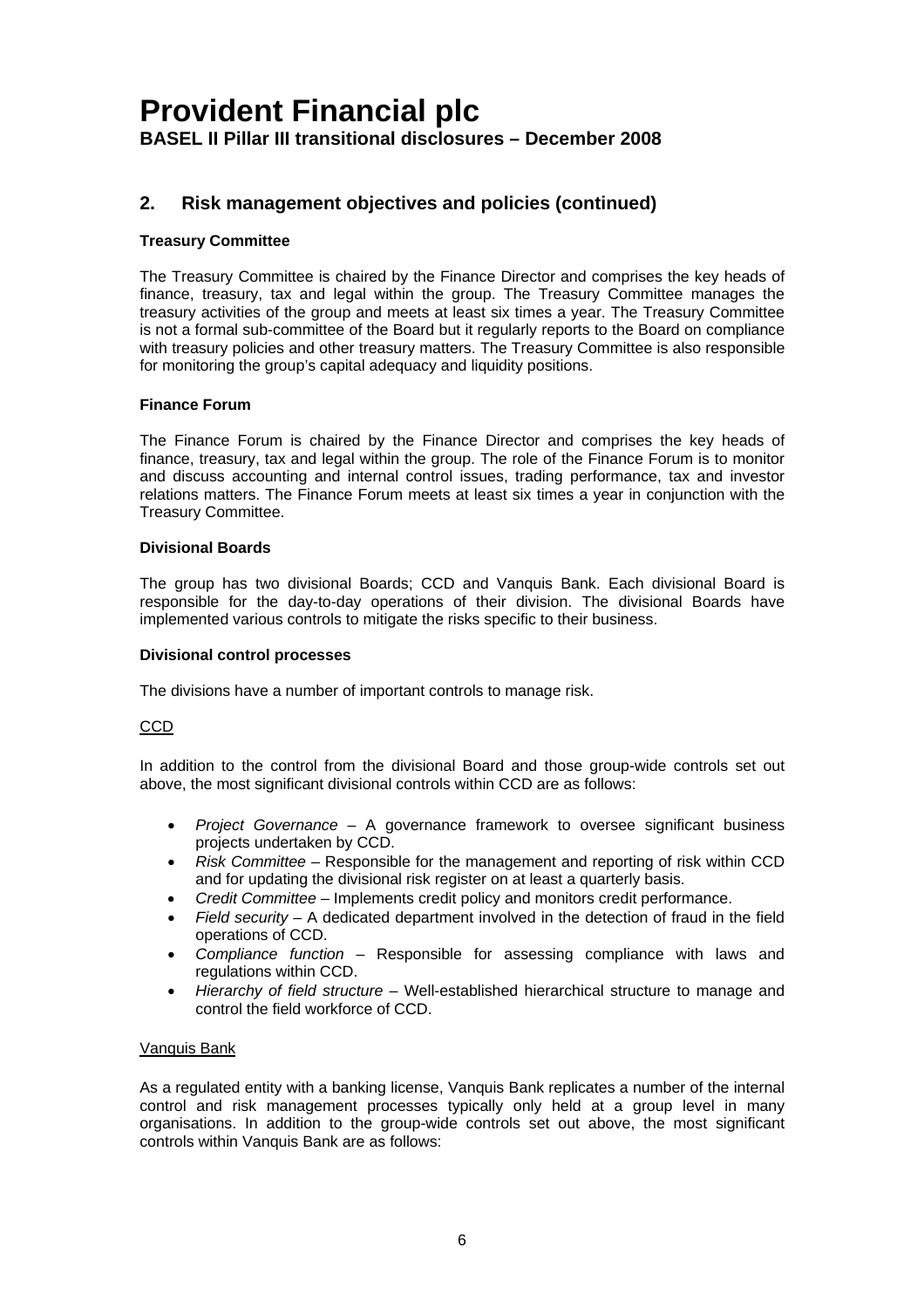## 2. Risk management objectives and policies (continued)

**Treasury Committee**

The Treasury Committee is chaired by the Finance Director and comprises the key heads of finance, treasury, tax and legal within the group. The Treasury Committee manages the treasury activities of the group and meets at least six times a year. The Treasury Committee is not a formal sub-committee of the Board but it regularly reports to the Board on compliance with treasury policies and other treasury matters. The Treasury Committee is also responsible for monitoring the group's capital adequacy and liquidity positions.

**Finance Forum**

The Finance Forum is chaired by the Finance Director and comprises the key heads of finance, treasury, tax and legal within the group. The role of the Finance Forum is to monitor and discuss accounting and internal control issues, trading performance, tax and investor relations matters. The Finance Forum meets at least six times a year in conjunction with the Treasury Committee.

**Divisional Boards**

The group has two divisional Boards; CCD and Vanquis Bank. Each divisional Board is responsible for the day-to-day operations of their division. The divisional Boards have implemented various controls to mitigate the risks specific to their business.

**Divisional control processes**

The divisions have a number of important controls to manage risk.

<u>CCD</u>

In addition to the control from the divisional Board and those group-wide controls set out above, the most significant divisional controls within CCD are as follows:

- *Project Governance* – A governance framework to oversee significant business projects undertaken by CCD.
- *Risk Committee* – Responsible for the management and reporting of risk within CCD and for updating the divisional risk register on at least a quarterly basis.
- *Credit Committee* – Implements credit policy and monitors credit performance.
- *Field security* – A dedicated department involved in the detection of fraud in the field operations of CCD.
- *Compliance function* – Responsible for assessing compliance with laws and regulations within CCD.
- *Hierarchy of field structure* – Well-established hierarchical structure to manage and control the field workforce of CCD.

<u>Vanquis Bank</u>

As a regulated entity with a banking license, Vanquis Bank replicates a number of the internal control and risk management processes typically only held at a group level in many organisations. In addition to the group-wide controls set out above, the most significant controls within Vanquis Bank are as follows: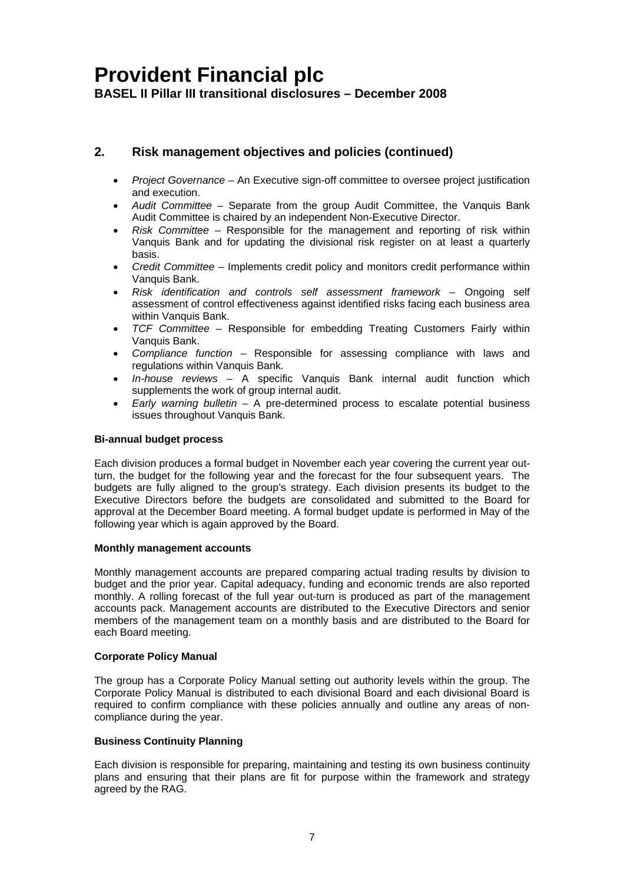## 2. Risk management objectives and policies (continued)

- *Project Governance* – An Executive sign-off committee to oversee project justification and execution.
- *Audit Committee* – Separate from the group Audit Committee, the Vanquis Bank Audit Committee is chaired by an independent Non-Executive Director.
- *Risk Committee* – Responsible for the management and reporting of risk within Vanquis Bank and for updating the divisional risk register on at least a quarterly basis.
- *Credit Committee* – Implements credit policy and monitors credit performance within Vanquis Bank.
- *Risk identification and controls self assessment framework* – Ongoing self assessment of control effectiveness against identified risks facing each business area within Vanquis Bank.
- *TCF Committee* – Responsible for embedding Treating Customers Fairly within Vanquis Bank.
- *Compliance function* – Responsible for assessing compliance with laws and regulations within Vanquis Bank.
- *In-house reviews* – A specific Vanquis Bank internal audit function which supplements the work of group internal audit.
- *Early warning bulletin* – A pre-determined process to escalate potential business issues throughout Vanquis Bank.

**Bi-annual budget process**

Each division produces a formal budget in November each year covering the current year out-turn, the budget for the following year and the forecast for the four subsequent years. The budgets are fully aligned to the group's strategy. Each division presents its budget to the Executive Directors before the budgets are consolidated and submitted to the Board for approval at the December Board meeting. A formal budget update is performed in May of the following year which is again approved by the Board.

**Monthly management accounts**

Monthly management accounts are prepared comparing actual trading results by division to budget and the prior year. Capital adequacy, funding and economic trends are also reported monthly. A rolling forecast of the full year out-turn is produced as part of the management accounts pack. Management accounts are distributed to the Executive Directors and senior members of the management team on a monthly basis and are distributed to the Board for each Board meeting.

**Corporate Policy Manual**

The group has a Corporate Policy Manual setting out authority levels within the group. The Corporate Policy Manual is distributed to each divisional Board and each divisional Board is required to confirm compliance with these policies annually and outline any areas of non-compliance during the year.

**Business Continuity Planning**

Each division is responsible for preparing, maintaining and testing its own business continuity plans and ensuring that their plans are fit for purpose within the framework and strategy agreed by the RAG.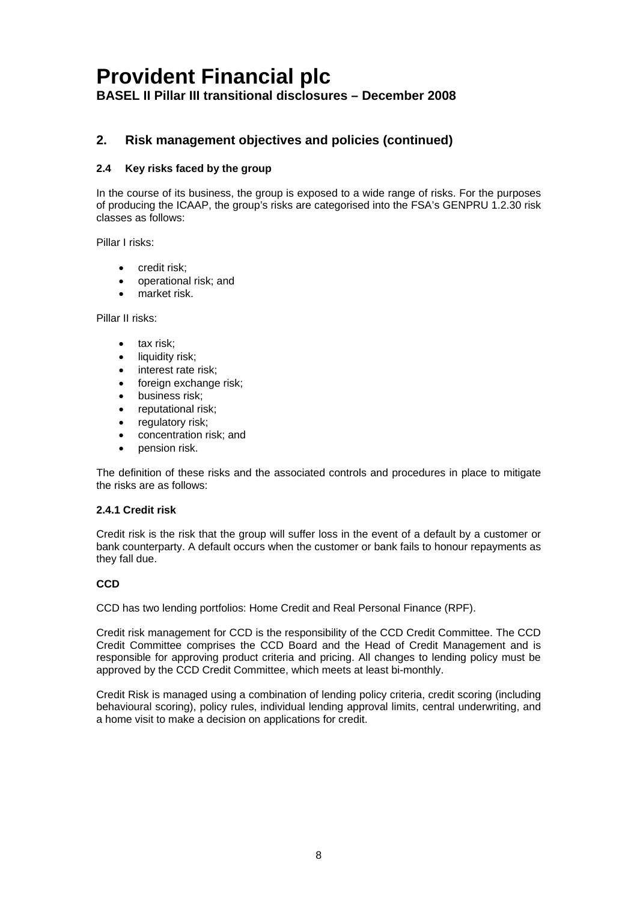# Provident Financial plc

**BASEL II Pillar III transitional disclosures – December 2008**

## 2. Risk management objectives and policies (continued)

### 2.4 Key risks faced by the group

In the course of its business, the group is exposed to a wide range of risks. For the purposes of producing the ICAAP, the group's risks are categorised into the FSA's GENPRU 1.2.30 risk classes as follows:

Pillar I risks:

- credit risk;
- operational risk; and
- market risk.

Pillar II risks:

- tax risk;
- liquidity risk;
- interest rate risk;
- foreign exchange risk;
- business risk;
- reputational risk;
- regulatory risk;
- concentration risk; and
- pension risk.

The definition of these risks and the associated controls and procedures in place to mitigate the risks are as follows:

#### 2.4.1 Credit risk

Credit risk is the risk that the group will suffer loss in the event of a default by a customer or bank counterparty. A default occurs when the customer or bank fails to honour repayments as they fall due.

**CCD**

CCD has two lending portfolios: Home Credit and Real Personal Finance (RPF).

Credit risk management for CCD is the responsibility of the CCD Credit Committee. The CCD Credit Committee comprises the CCD Board and the Head of Credit Management and is responsible for approving product criteria and pricing. All changes to lending policy must be approved by the CCD Credit Committee, which meets at least bi-monthly.

Credit Risk is managed using a combination of lending policy criteria, credit scoring (including behavioural scoring), policy rules, individual lending approval limits, central underwriting, and a home visit to make a decision on applications for credit.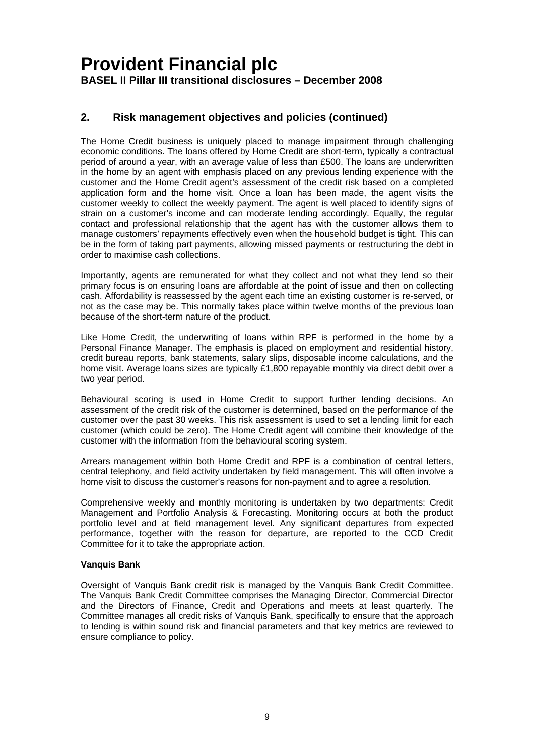## 2. Risk management objectives and policies (continued)

The Home Credit business is uniquely placed to manage impairment through challenging economic conditions. The loans offered by Home Credit are short-term, typically a contractual period of around a year, with an average value of less than £500. The loans are underwritten in the home by an agent with emphasis placed on any previous lending experience with the customer and the Home Credit agent's assessment of the credit risk based on a completed application form and the home visit. Once a loan has been made, the agent visits the customer weekly to collect the weekly payment. The agent is well placed to identify signs of strain on a customer's income and can moderate lending accordingly. Equally, the regular contact and professional relationship that the agent has with the customer allows them to manage customers' repayments effectively even when the household budget is tight. This can be in the form of taking part payments, allowing missed payments or restructuring the debt in order to maximise cash collections.

Importantly, agents are remunerated for what they collect and not what they lend so their primary focus is on ensuring loans are affordable at the point of issue and then on collecting cash. Affordability is reassessed by the agent each time an existing customer is re-served, or not as the case may be. This normally takes place within twelve months of the previous loan because of the short-term nature of the product.

Like Home Credit, the underwriting of loans within RPF is performed in the home by a Personal Finance Manager. The emphasis is placed on employment and residential history, credit bureau reports, bank statements, salary slips, disposable income calculations, and the home visit. Average loans sizes are typically £1,800 repayable monthly via direct debit over a two year period.

Behavioural scoring is used in Home Credit to support further lending decisions. An assessment of the credit risk of the customer is determined, based on the performance of the customer over the past 30 weeks. This risk assessment is used to set a lending limit for each customer (which could be zero). The Home Credit agent will combine their knowledge of the customer with the information from the behavioural scoring system.

Arrears management within both Home Credit and RPF is a combination of central letters, central telephony, and field activity undertaken by field management. This will often involve a home visit to discuss the customer's reasons for non-payment and to agree a resolution.

Comprehensive weekly and monthly monitoring is undertaken by two departments: Credit Management and Portfolio Analysis & Forecasting. Monitoring occurs at both the product portfolio level and at field management level. Any significant departures from expected performance, together with the reason for departure, are reported to the CCD Credit Committee for it to take the appropriate action.

**Vanquis Bank**

Oversight of Vanquis Bank credit risk is managed by the Vanquis Bank Credit Committee. The Vanquis Bank Credit Committee comprises the Managing Director, Commercial Director and the Directors of Finance, Credit and Operations and meets at least quarterly. The Committee manages all credit risks of Vanquis Bank, specifically to ensure that the approach to lending is within sound risk and financial parameters and that key metrics are reviewed to ensure compliance to policy.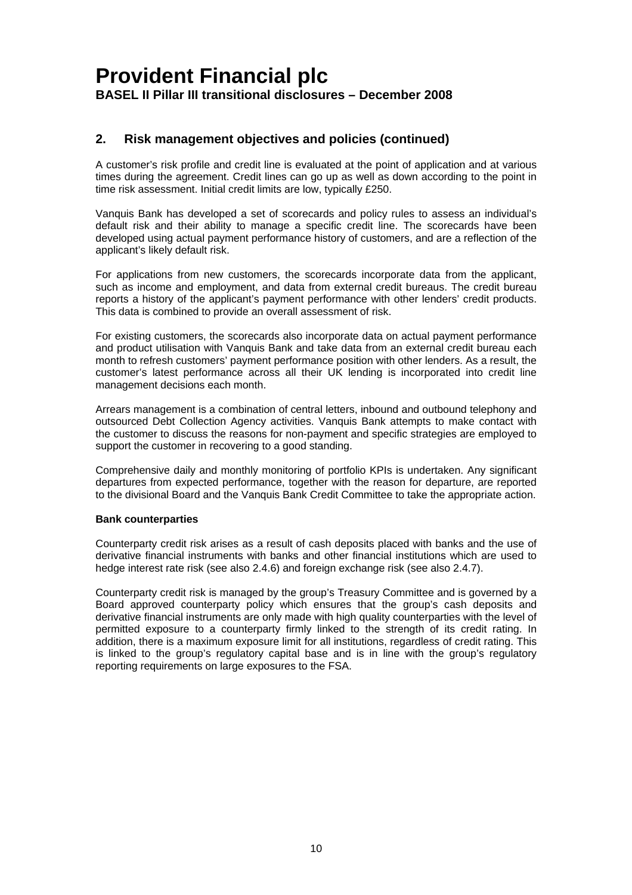## 2. Risk management objectives and policies (continued)

A customer's risk profile and credit line is evaluated at the point of application and at various times during the agreement. Credit lines can go up as well as down according to the point in time risk assessment. Initial credit limits are low, typically £250.

Vanquis Bank has developed a set of scorecards and policy rules to assess an individual's default risk and their ability to manage a specific credit line. The scorecards have been developed using actual payment performance history of customers, and are a reflection of the applicant's likely default risk.

For applications from new customers, the scorecards incorporate data from the applicant, such as income and employment, and data from external credit bureaus. The credit bureau reports a history of the applicant's payment performance with other lenders' credit products. This data is combined to provide an overall assessment of risk.

For existing customers, the scorecards also incorporate data on actual payment performance and product utilisation with Vanquis Bank and take data from an external credit bureau each month to refresh customers' payment performance position with other lenders. As a result, the customer's latest performance across all their UK lending is incorporated into credit line management decisions each month.

Arrears management is a combination of central letters, inbound and outbound telephony and outsourced Debt Collection Agency activities. Vanquis Bank attempts to make contact with the customer to discuss the reasons for non-payment and specific strategies are employed to support the customer in recovering to a good standing.

Comprehensive daily and monthly monitoring of portfolio KPIs is undertaken. Any significant departures from expected performance, together with the reason for departure, are reported to the divisional Board and the Vanquis Bank Credit Committee to take the appropriate action.

**Bank counterparties**

Counterparty credit risk arises as a result of cash deposits placed with banks and the use of derivative financial instruments with banks and other financial institutions which are used to hedge interest rate risk (see also 2.4.6) and foreign exchange risk (see also 2.4.7).

Counterparty credit risk is managed by the group's Treasury Committee and is governed by a Board approved counterparty policy which ensures that the group's cash deposits and derivative financial instruments are only made with high quality counterparties with the level of permitted exposure to a counterparty firmly linked to the strength of its credit rating. In addition, there is a maximum exposure limit for all institutions, regardless of credit rating. This is linked to the group's regulatory capital base and is in line with the group's regulatory reporting requirements on large exposures to the FSA.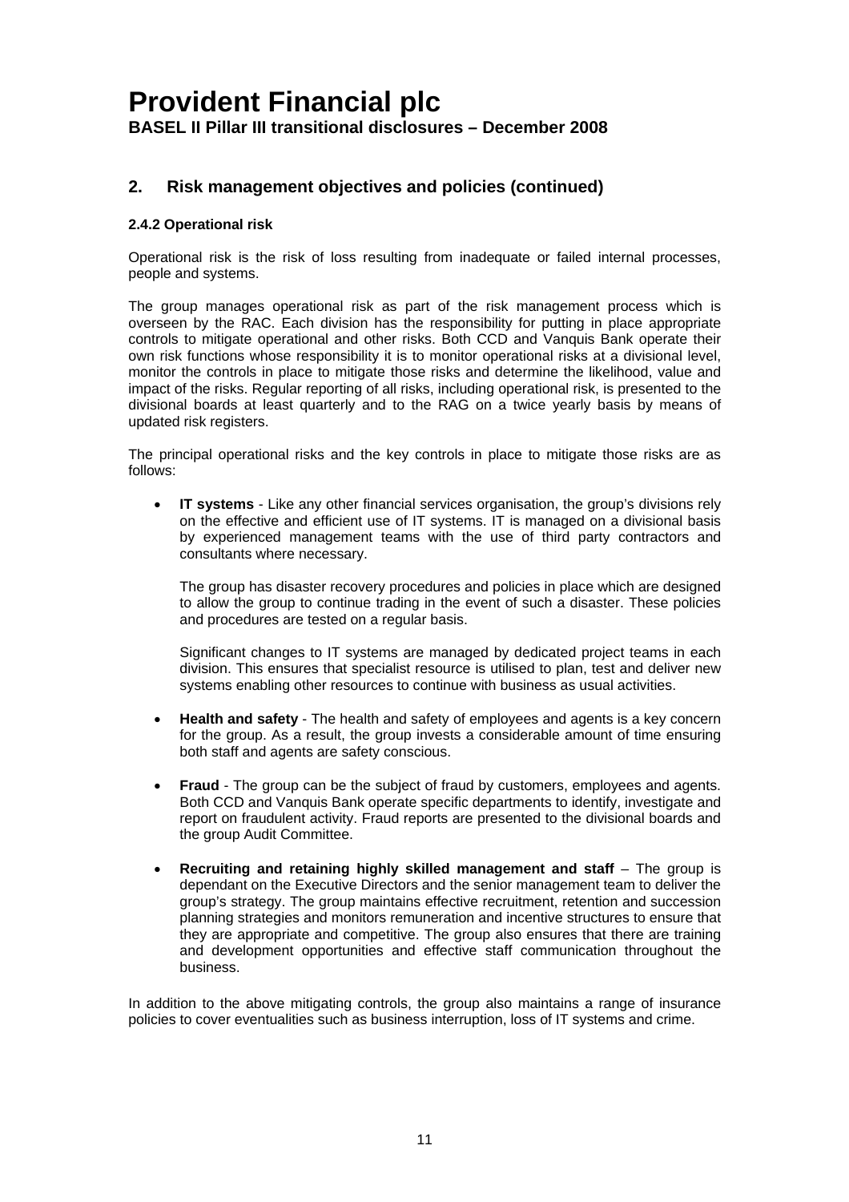## 2. Risk management objectives and policies (continued)

### 2.4.2 Operational risk

Operational risk is the risk of loss resulting from inadequate or failed internal processes, people and systems.

The group manages operational risk as part of the risk management process which is overseen by the RAC. Each division has the responsibility for putting in place appropriate controls to mitigate operational and other risks. Both CCD and Vanquis Bank operate their own risk functions whose responsibility it is to monitor operational risks at a divisional level, monitor the controls in place to mitigate those risks and determine the likelihood, value and impact of the risks. Regular reporting of all risks, including operational risk, is presented to the divisional boards at least quarterly and to the RAG on a twice yearly basis by means of updated risk registers.

The principal operational risks and the key controls in place to mitigate those risks are as follows:

- **IT systems** - Like any other financial services organisation, the group's divisions rely on the effective and efficient use of IT systems. IT is managed on a divisional basis by experienced management teams with the use of third party contractors and consultants where necessary.

  The group has disaster recovery procedures and policies in place which are designed to allow the group to continue trading in the event of such a disaster. These policies and procedures are tested on a regular basis.

  Significant changes to IT systems are managed by dedicated project teams in each division. This ensures that specialist resource is utilised to plan, test and deliver new systems enabling other resources to continue with business as usual activities.

- **Health and safety** - The health and safety of employees and agents is a key concern for the group. As a result, the group invests a considerable amount of time ensuring both staff and agents are safety conscious.

- **Fraud** - The group can be the subject of fraud by customers, employees and agents. Both CCD and Vanquis Bank operate specific departments to identify, investigate and report on fraudulent activity. Fraud reports are presented to the divisional boards and the group Audit Committee.

- **Recruiting and retaining highly skilled management and staff** – The group is dependant on the Executive Directors and the senior management team to deliver the group's strategy. The group maintains effective recruitment, retention and succession planning strategies and monitors remuneration and incentive structures to ensure that they are appropriate and competitive. The group also ensures that there are training and development opportunities and effective staff communication throughout the business.

In addition to the above mitigating controls, the group also maintains a range of insurance policies to cover eventualities such as business interruption, loss of IT systems and crime.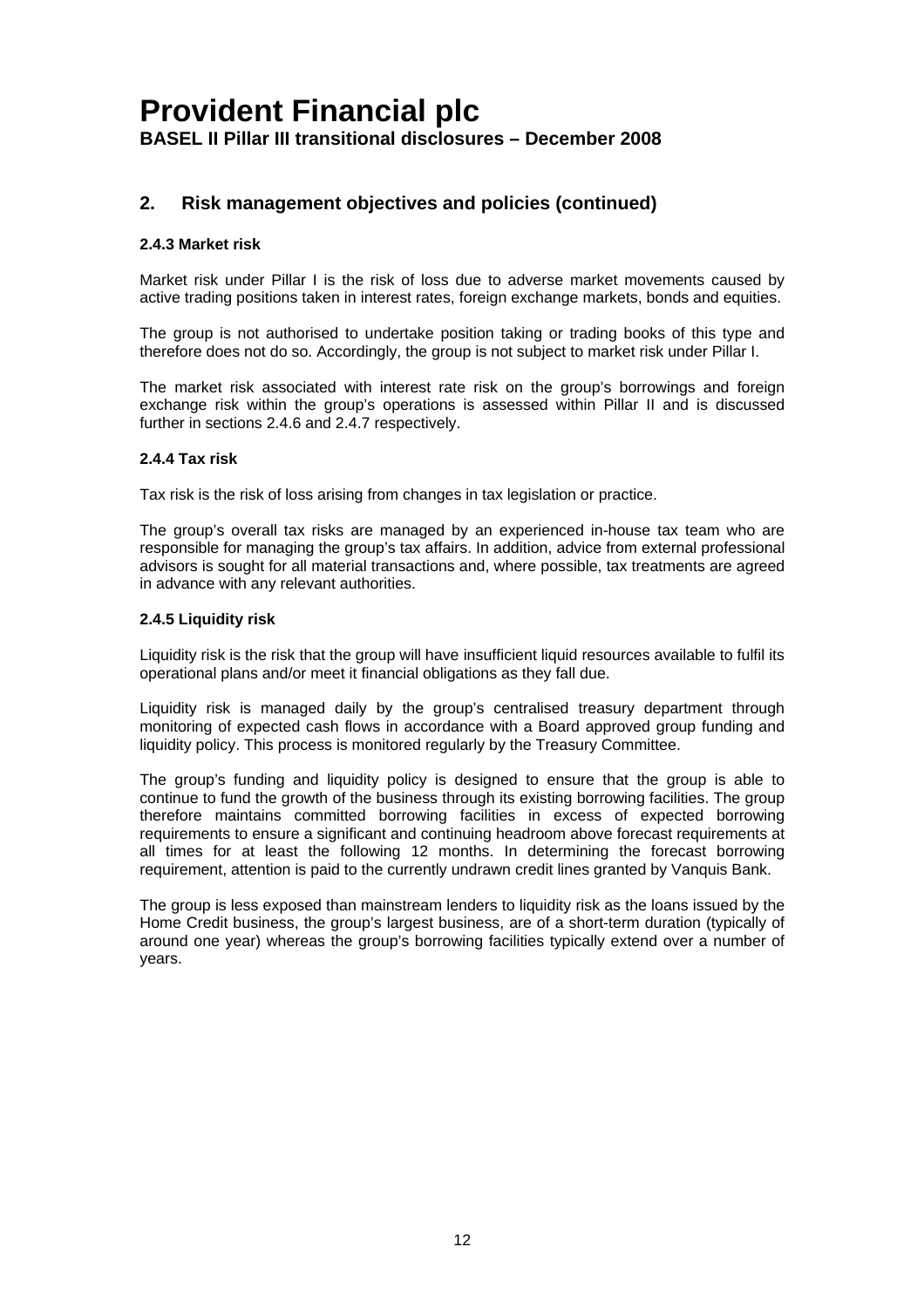## 2. Risk management objectives and policies (continued)

### 2.4.3 Market risk

Market risk under Pillar I is the risk of loss due to adverse market movements caused by active trading positions taken in interest rates, foreign exchange markets, bonds and equities.

The group is not authorised to undertake position taking or trading books of this type and therefore does not do so. Accordingly, the group is not subject to market risk under Pillar I.

The market risk associated with interest rate risk on the group's borrowings and foreign exchange risk within the group's operations is assessed within Pillar II and is discussed further in sections 2.4.6 and 2.4.7 respectively.

### 2.4.4 Tax risk

Tax risk is the risk of loss arising from changes in tax legislation or practice.

The group's overall tax risks are managed by an experienced in-house tax team who are responsible for managing the group's tax affairs. In addition, advice from external professional advisors is sought for all material transactions and, where possible, tax treatments are agreed in advance with any relevant authorities.

### 2.4.5 Liquidity risk

Liquidity risk is the risk that the group will have insufficient liquid resources available to fulfil its operational plans and/or meet it financial obligations as they fall due.

Liquidity risk is managed daily by the group's centralised treasury department through monitoring of expected cash flows in accordance with a Board approved group funding and liquidity policy. This process is monitored regularly by the Treasury Committee.

The group's funding and liquidity policy is designed to ensure that the group is able to continue to fund the growth of the business through its existing borrowing facilities. The group therefore maintains committed borrowing facilities in excess of expected borrowing requirements to ensure a significant and continuing headroom above forecast requirements at all times for at least the following 12 months. In determining the forecast borrowing requirement, attention is paid to the currently undrawn credit lines granted by Vanquis Bank.

The group is less exposed than mainstream lenders to liquidity risk as the loans issued by the Home Credit business, the group's largest business, are of a short-term duration (typically of around one year) whereas the group's borrowing facilities typically extend over a number of years.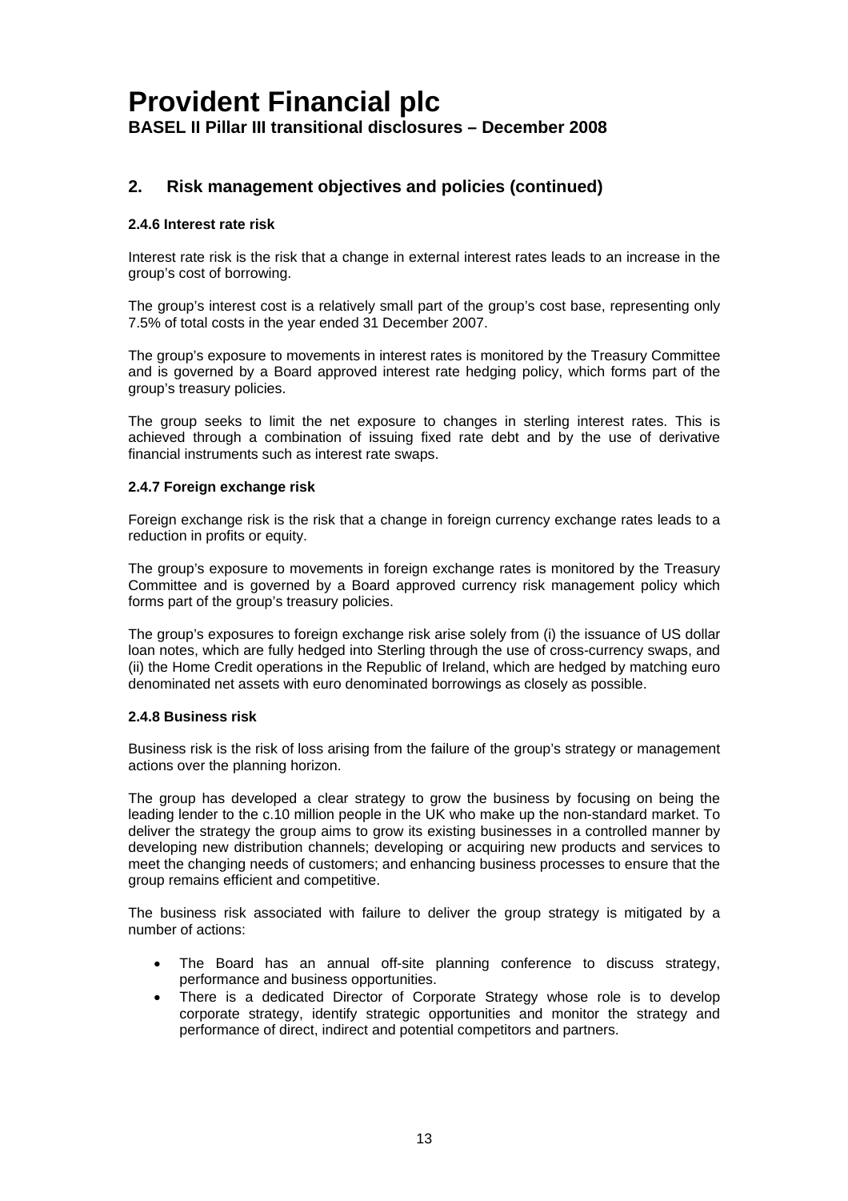## 2. Risk management objectives and policies (continued)

### 2.4.6 Interest rate risk

Interest rate risk is the risk that a change in external interest rates leads to an increase in the group's cost of borrowing.

The group's interest cost is a relatively small part of the group's cost base, representing only 7.5% of total costs in the year ended 31 December 2007.

The group's exposure to movements in interest rates is monitored by the Treasury Committee and is governed by a Board approved interest rate hedging policy, which forms part of the group's treasury policies.

The group seeks to limit the net exposure to changes in sterling interest rates. This is achieved through a combination of issuing fixed rate debt and by the use of derivative financial instruments such as interest rate swaps.

### 2.4.7 Foreign exchange risk

Foreign exchange risk is the risk that a change in foreign currency exchange rates leads to a reduction in profits or equity.

The group's exposure to movements in foreign exchange rates is monitored by the Treasury Committee and is governed by a Board approved currency risk management policy which forms part of the group's treasury policies.

The group's exposures to foreign exchange risk arise solely from (i) the issuance of US dollar loan notes, which are fully hedged into Sterling through the use of cross-currency swaps, and (ii) the Home Credit operations in the Republic of Ireland, which are hedged by matching euro denominated net assets with euro denominated borrowings as closely as possible.

### 2.4.8 Business risk

Business risk is the risk of loss arising from the failure of the group's strategy or management actions over the planning horizon.

The group has developed a clear strategy to grow the business by focusing on being the leading lender to the c.10 million people in the UK who make up the non-standard market. To deliver the strategy the group aims to grow its existing businesses in a controlled manner by developing new distribution channels; developing or acquiring new products and services to meet the changing needs of customers; and enhancing business processes to ensure that the group remains efficient and competitive.

The business risk associated with failure to deliver the group strategy is mitigated by a number of actions:

- The Board has an annual off-site planning conference to discuss strategy, performance and business opportunities.
- There is a dedicated Director of Corporate Strategy whose role is to develop corporate strategy, identify strategic opportunities and monitor the strategy and performance of direct, indirect and potential competitors and partners.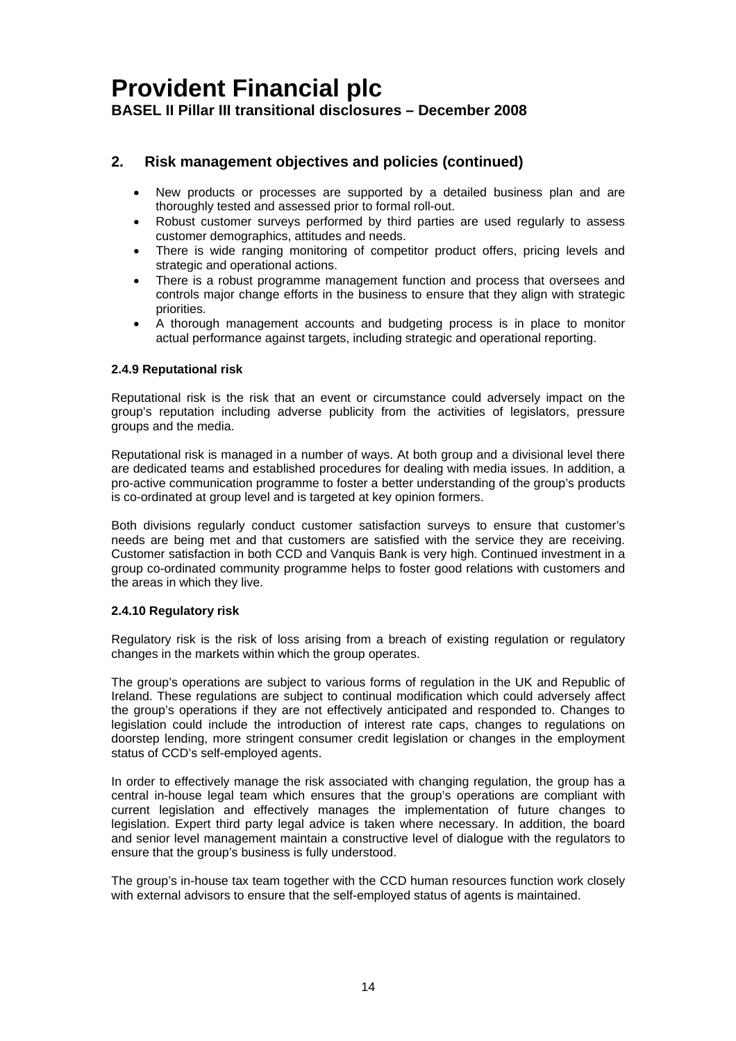## 2. Risk management objectives and policies (continued)

- New products or processes are supported by a detailed business plan and are thoroughly tested and assessed prior to formal roll-out.
- Robust customer surveys performed by third parties are used regularly to assess customer demographics, attitudes and needs.
- There is wide ranging monitoring of competitor product offers, pricing levels and strategic and operational actions.
- There is a robust programme management function and process that oversees and controls major change efforts in the business to ensure that they align with strategic priorities.
- A thorough management accounts and budgeting process is in place to monitor actual performance against targets, including strategic and operational reporting.

#### 2.4.9 Reputational risk

Reputational risk is the risk that an event or circumstance could adversely impact on the group's reputation including adverse publicity from the activities of legislators, pressure groups and the media.

Reputational risk is managed in a number of ways. At both group and a divisional level there are dedicated teams and established procedures for dealing with media issues. In addition, a pro-active communication programme to foster a better understanding of the group's products is co-ordinated at group level and is targeted at key opinion formers.

Both divisions regularly conduct customer satisfaction surveys to ensure that customer's needs are being met and that customers are satisfied with the service they are receiving. Customer satisfaction in both CCD and Vanquis Bank is very high. Continued investment in a group co-ordinated community programme helps to foster good relations with customers and the areas in which they live.

#### 2.4.10 Regulatory risk

Regulatory risk is the risk of loss arising from a breach of existing regulation or regulatory changes in the markets within which the group operates.

The group's operations are subject to various forms of regulation in the UK and Republic of Ireland. These regulations are subject to continual modification which could adversely affect the group's operations if they are not effectively anticipated and responded to. Changes to legislation could include the introduction of interest rate caps, changes to regulations on doorstep lending, more stringent consumer credit legislation or changes in the employment status of CCD's self-employed agents.

In order to effectively manage the risk associated with changing regulation, the group has a central in-house legal team which ensures that the group's operations are compliant with current legislation and effectively manages the implementation of future changes to legislation. Expert third party legal advice is taken where necessary. In addition, the board and senior level management maintain a constructive level of dialogue with the regulators to ensure that the group's business is fully understood.

The group's in-house tax team together with the CCD human resources function work closely with external advisors to ensure that the self-employed status of agents is maintained.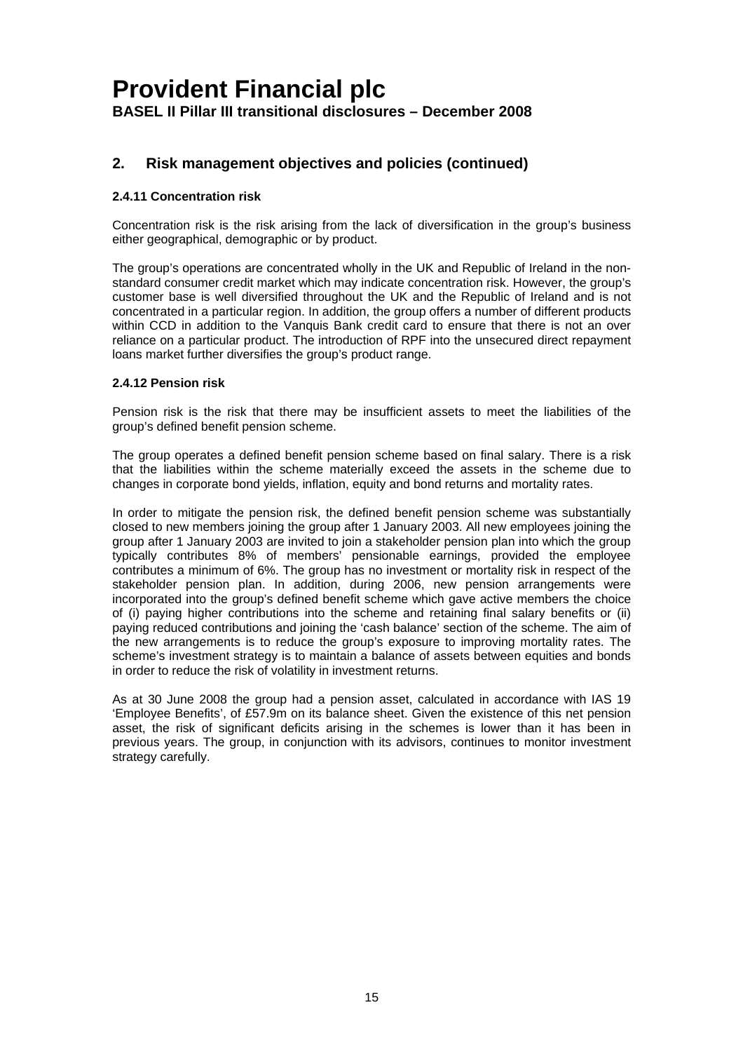# Provident Financial plc

**BASEL II Pillar III transitional disclosures – December 2008**

## 2. Risk management objectives and policies (continued)

### 2.4.11 Concentration risk

Concentration risk is the risk arising from the lack of diversification in the group's business either geographical, demographic or by product.

The group's operations are concentrated wholly in the UK and Republic of Ireland in the non-standard consumer credit market which may indicate concentration risk. However, the group's customer base is well diversified throughout the UK and the Republic of Ireland and is not concentrated in a particular region. In addition, the group offers a number of different products within CCD in addition to the Vanquis Bank credit card to ensure that there is not an over reliance on a particular product. The introduction of RPF into the unsecured direct repayment loans market further diversifies the group's product range.

### 2.4.12 Pension risk

Pension risk is the risk that there may be insufficient assets to meet the liabilities of the group's defined benefit pension scheme.

The group operates a defined benefit pension scheme based on final salary. There is a risk that the liabilities within the scheme materially exceed the assets in the scheme due to changes in corporate bond yields, inflation, equity and bond returns and mortality rates.

In order to mitigate the pension risk, the defined benefit pension scheme was substantially closed to new members joining the group after 1 January 2003. All new employees joining the group after 1 January 2003 are invited to join a stakeholder pension plan into which the group typically contributes 8% of members' pensionable earnings, provided the employee contributes a minimum of 6%. The group has no investment or mortality risk in respect of the stakeholder pension plan. In addition, during 2006, new pension arrangements were incorporated into the group's defined benefit scheme which gave active members the choice of (i) paying higher contributions into the scheme and retaining final salary benefits or (ii) paying reduced contributions and joining the 'cash balance' section of the scheme. The aim of the new arrangements is to reduce the group's exposure to improving mortality rates. The scheme's investment strategy is to maintain a balance of assets between equities and bonds in order to reduce the risk of volatility in investment returns.

As at 30 June 2008 the group had a pension asset, calculated in accordance with IAS 19 'Employee Benefits', of £57.9m on its balance sheet. Given the existence of this net pension asset, the risk of significant deficits arising in the schemes is lower than it has been in previous years. The group, in conjunction with its advisors, continues to monitor investment strategy carefully.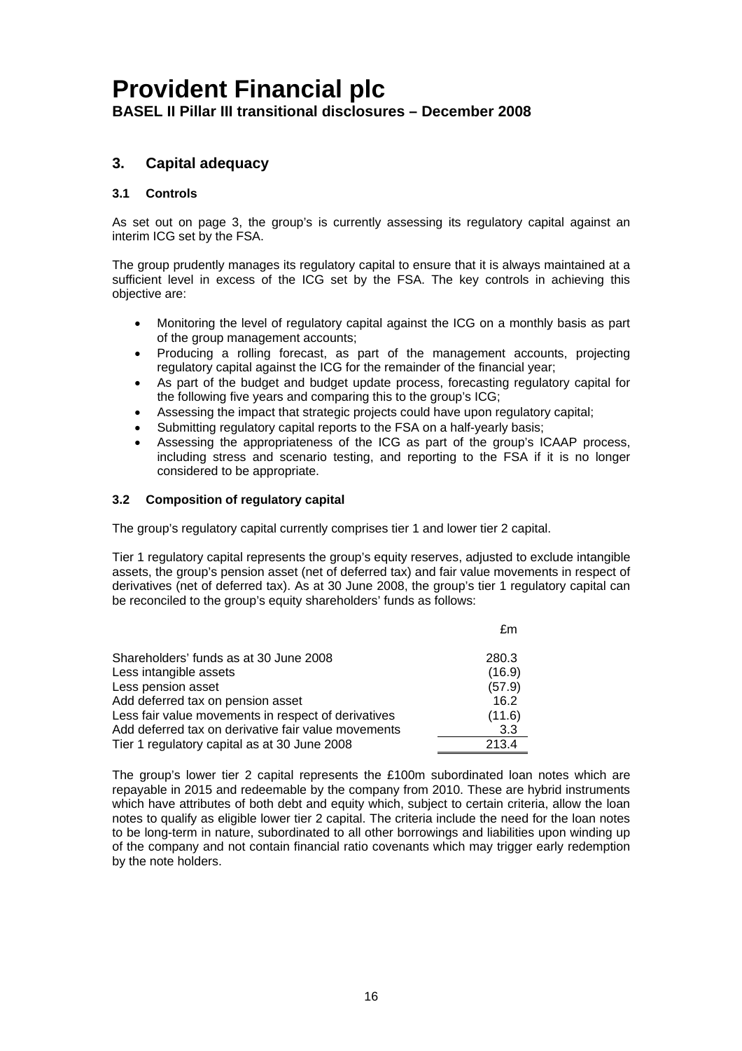# Provident Financial plc

**BASEL II Pillar III transitional disclosures – December 2008**

## 3. Capital adequacy

### 3.1 Controls

As set out on page 3, the group's is currently assessing its regulatory capital against an interim ICG set by the FSA.

The group prudently manages its regulatory capital to ensure that it is always maintained at a sufficient level in excess of the ICG set by the FSA. The key controls in achieving this objective are:

- Monitoring the level of regulatory capital against the ICG on a monthly basis as part of the group management accounts;
- Producing a rolling forecast, as part of the management accounts, projecting regulatory capital against the ICG for the remainder of the financial year;
- As part of the budget and budget update process, forecasting regulatory capital for the following five years and comparing this to the group's ICG;
- Assessing the impact that strategic projects could have upon regulatory capital;
- Submitting regulatory capital reports to the FSA on a half-yearly basis;
- Assessing the appropriateness of the ICG as part of the group's ICAAP process, including stress and scenario testing, and reporting to the FSA if it is no longer considered to be appropriate.

### 3.2 Composition of regulatory capital

The group's regulatory capital currently comprises tier 1 and lower tier 2 capital.

Tier 1 regulatory capital represents the group's equity reserves, adjusted to exclude intangible assets, the group's pension asset (net of deferred tax) and fair value movements in respect of derivatives (net of deferred tax). As at 30 June 2008, the group's tier 1 regulatory capital can be reconciled to the group's equity shareholders' funds as follows:

| | £m |
|---|---|
| Shareholders' funds as at 30 June 2008 | 280.3 |
| Less intangible assets | (16.9) |
| Less pension asset | (57.9) |
| Add deferred tax on pension asset | 16.2 |
| Less fair value movements in respect of derivatives | (11.6) |
| Add deferred tax on derivative fair value movements | 3.3 |
| Tier 1 regulatory capital as at 30 June 2008 | 213.4 |

The group's lower tier 2 capital represents the £100m subordinated loan notes which are repayable in 2015 and redeemable by the company from 2010. These are hybrid instruments which have attributes of both debt and equity which, subject to certain criteria, allow the loan notes to qualify as eligible lower tier 2 capital. The criteria include the need for the loan notes to be long-term in nature, subordinated to all other borrowings and liabilities upon winding up of the company and not contain financial ratio covenants which may trigger early redemption by the note holders.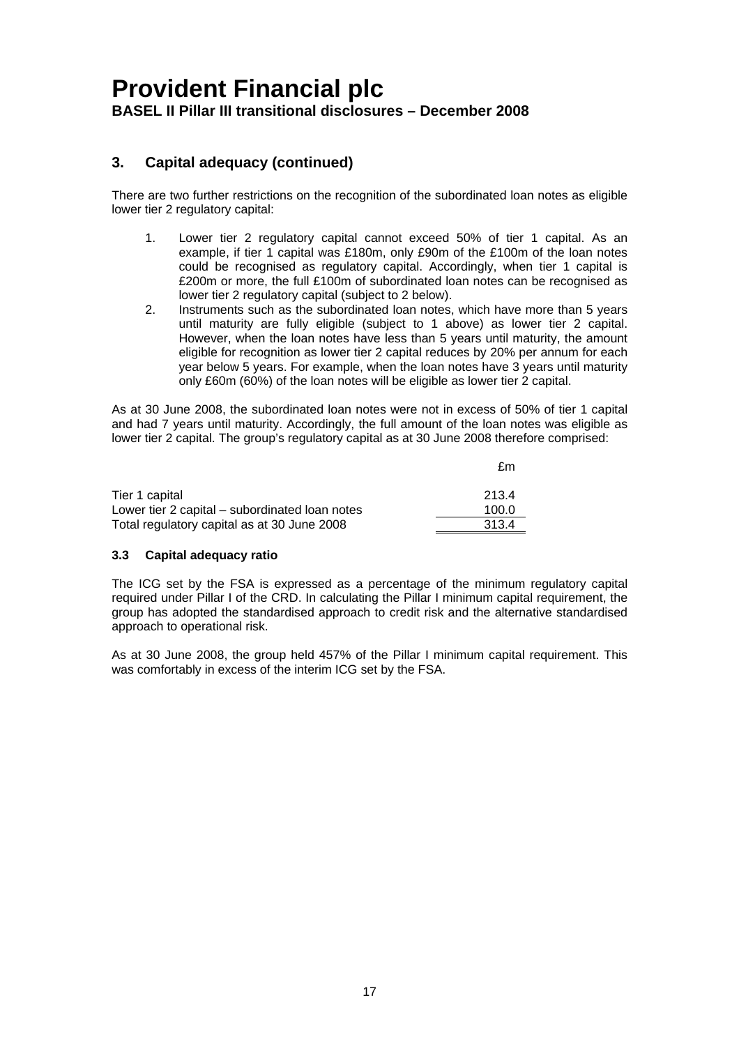## 3. Capital adequacy (continued)

There are two further restrictions on the recognition of the subordinated loan notes as eligible lower tier 2 regulatory capital:

1. Lower tier 2 regulatory capital cannot exceed 50% of tier 1 capital. As an example, if tier 1 capital was £180m, only £90m of the £100m of the loan notes could be recognised as regulatory capital. Accordingly, when tier 1 capital is £200m or more, the full £100m of subordinated loan notes can be recognised as lower tier 2 regulatory capital (subject to 2 below).
2. Instruments such as the subordinated loan notes, which have more than 5 years until maturity are fully eligible (subject to 1 above) as lower tier 2 capital. However, when the loan notes have less than 5 years until maturity, the amount eligible for recognition as lower tier 2 capital reduces by 20% per annum for each year below 5 years. For example, when the loan notes have 3 years until maturity only £60m (60%) of the loan notes will be eligible as lower tier 2 capital.

As at 30 June 2008, the subordinated loan notes were not in excess of 50% of tier 1 capital and had 7 years until maturity. Accordingly, the full amount of the loan notes was eligible as lower tier 2 capital. The group's regulatory capital as at 30 June 2008 therefore comprised:

| | £m |
|---|---|
| Tier 1 capital | 213.4 |
| Lower tier 2 capital – subordinated loan notes | 100.0 |
| Total regulatory capital as at 30 June 2008 | 313.4 |

### 3.3 Capital adequacy ratio

The ICG set by the FSA is expressed as a percentage of the minimum regulatory capital required under Pillar I of the CRD. In calculating the Pillar I minimum capital requirement, the group has adopted the standardised approach to credit risk and the alternative standardised approach to operational risk.

As at 30 June 2008, the group held 457% of the Pillar I minimum capital requirement. This was comfortably in excess of the interim ICG set by the FSA.